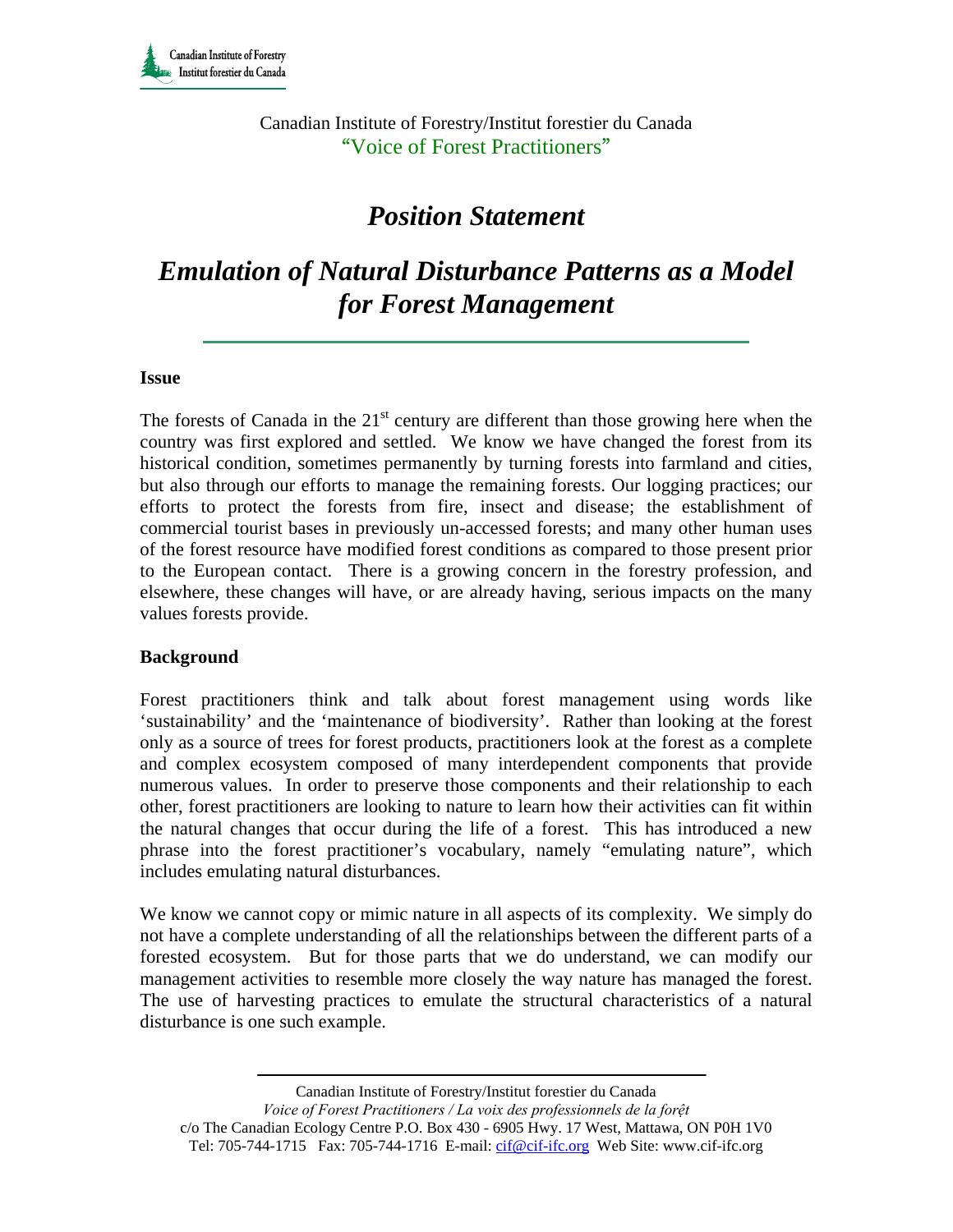Canadian Institute of Forestry/Institut forestier du Canada
"Voice of Forest Practitioners"

# *Position Statement*

# *Emulation of Natural Disturbance Patterns as a Model for Forest Management*

## Issue

The forests of Canada in the 21st century are different than those growing here when the country was first explored and settled. We know we have changed the forest from its historical condition, sometimes permanently by turning forests into farmland and cities, but also through our efforts to manage the remaining forests. Our logging practices; our efforts to protect the forests from fire, insect and disease; the establishment of commercial tourist bases in previously un-accessed forests; and many other human uses of the forest resource have modified forest conditions as compared to those present prior to the European contact. There is a growing concern in the forestry profession, and elsewhere, these changes will have, or are already having, serious impacts on the many values forests provide.

## Background

Forest practitioners think and talk about forest management using words like 'sustainability' and the 'maintenance of biodiversity'. Rather than looking at the forest only as a source of trees for forest products, practitioners look at the forest as a complete and complex ecosystem composed of many interdependent components that provide numerous values. In order to preserve those components and their relationship to each other, forest practitioners are looking to nature to learn how their activities can fit within the natural changes that occur during the life of a forest. This has introduced a new phrase into the forest practitioner's vocabulary, namely "emulating nature", which includes emulating natural disturbances.

We know we cannot copy or mimic nature in all aspects of its complexity. We simply do not have a complete understanding of all the relationships between the different parts of a forested ecosystem. But for those parts that we do understand, we can modify our management activities to resemble more closely the way nature has managed the forest. The use of harvesting practices to emulate the structural characteristics of a natural disturbance is one such example.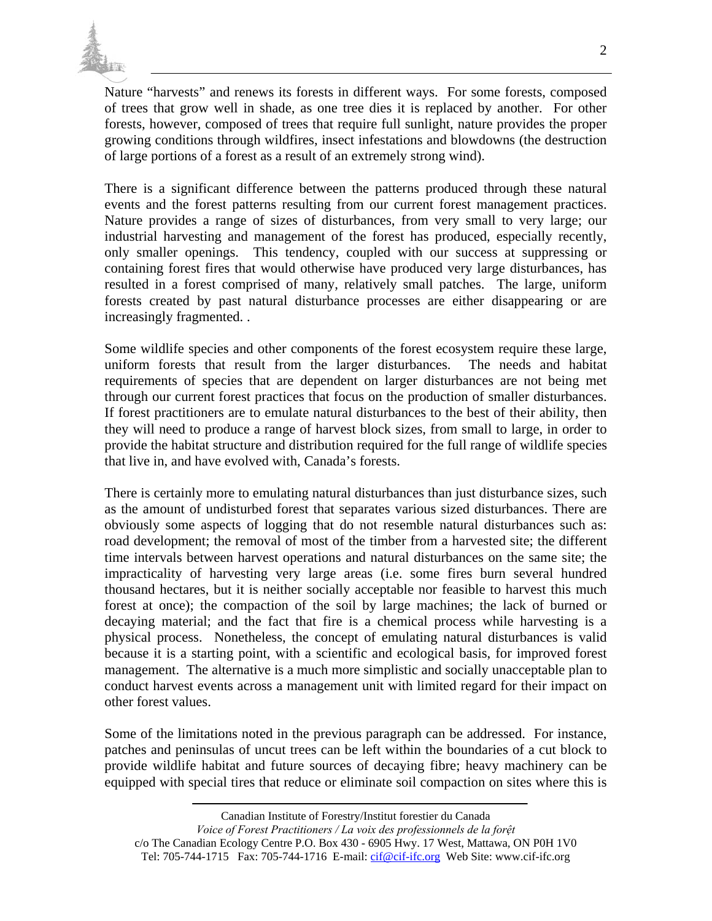Nature "harvests" and renews its forests in different ways. For some forests, composed of trees that grow well in shade, as one tree dies it is replaced by another. For other forests, however, composed of trees that require full sunlight, nature provides the proper growing conditions through wildfires, insect infestations and blowdowns (the destruction of large portions of a forest as a result of an extremely strong wind).

There is a significant difference between the patterns produced through these natural events and the forest patterns resulting from our current forest management practices. Nature provides a range of sizes of disturbances, from very small to very large; our industrial harvesting and management of the forest has produced, especially recently, only smaller openings. This tendency, coupled with our success at suppressing or containing forest fires that would otherwise have produced very large disturbances, has resulted in a forest comprised of many, relatively small patches. The large, uniform forests created by past natural disturbance processes are either disappearing or are increasingly fragmented. .

Some wildlife species and other components of the forest ecosystem require these large, uniform forests that result from the larger disturbances. The needs and habitat requirements of species that are dependent on larger disturbances are not being met through our current forest practices that focus on the production of smaller disturbances. If forest practitioners are to emulate natural disturbances to the best of their ability, then they will need to produce a range of harvest block sizes, from small to large, in order to provide the habitat structure and distribution required for the full range of wildlife species that live in, and have evolved with, Canada's forests.

There is certainly more to emulating natural disturbances than just disturbance sizes, such as the amount of undisturbed forest that separates various sized disturbances. There are obviously some aspects of logging that do not resemble natural disturbances such as: road development; the removal of most of the timber from a harvested site; the different time intervals between harvest operations and natural disturbances on the same site; the impracticality of harvesting very large areas (i.e. some fires burn several hundred thousand hectares, but it is neither socially acceptable nor feasible to harvest this much forest at once); the compaction of the soil by large machines; the lack of burned or decaying material; and the fact that fire is a chemical process while harvesting is a physical process. Nonetheless, the concept of emulating natural disturbances is valid because it is a starting point, with a scientific and ecological basis, for improved forest management. The alternative is a much more simplistic and socially unacceptable plan to conduct harvest events across a management unit with limited regard for their impact on other forest values.

Some of the limitations noted in the previous paragraph can be addressed. For instance, patches and peninsulas of uncut trees can be left within the boundaries of a cut block to provide wildlife habitat and future sources of decaying fibre; heavy machinery can be equipped with special tires that reduce or eliminate soil compaction on sites where this is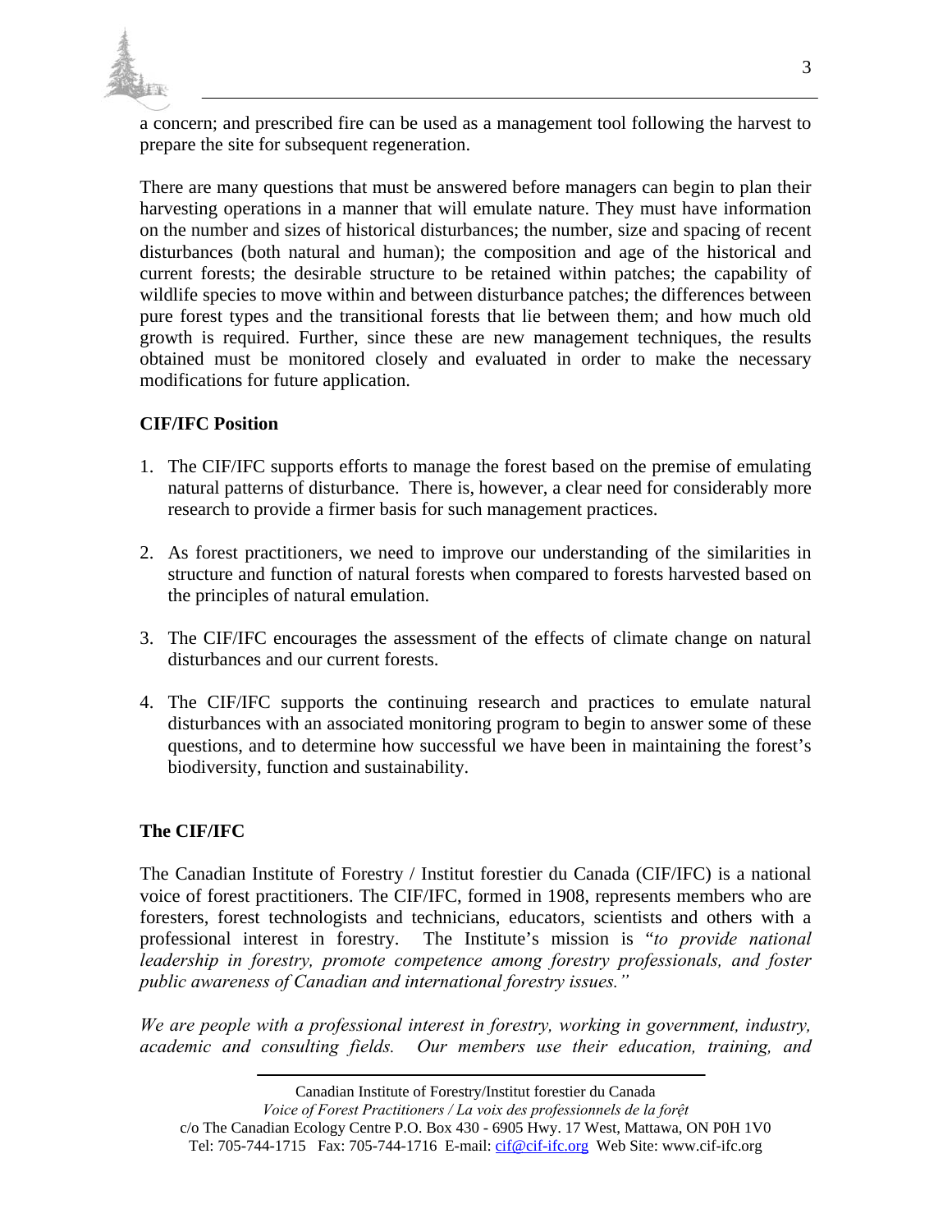a concern; and prescribed fire can be used as a management tool following the harvest to prepare the site for subsequent regeneration.

There are many questions that must be answered before managers can begin to plan their harvesting operations in a manner that will emulate nature. They must have information on the number and sizes of historical disturbances; the number, size and spacing of recent disturbances (both natural and human); the composition and age of the historical and current forests; the desirable structure to be retained within patches; the capability of wildlife species to move within and between disturbance patches; the differences between pure forest types and the transitional forests that lie between them; and how much old growth is required. Further, since these are new management techniques, the results obtained must be monitored closely and evaluated in order to make the necessary modifications for future application.

**CIF/IFC Position**

1. The CIF/IFC supports efforts to manage the forest based on the premise of emulating natural patterns of disturbance. There is, however, a clear need for considerably more research to provide a firmer basis for such management practices.

2. As forest practitioners, we need to improve our understanding of the similarities in structure and function of natural forests when compared to forests harvested based on the principles of natural emulation.

3. The CIF/IFC encourages the assessment of the effects of climate change on natural disturbances and our current forests.

4. The CIF/IFC supports the continuing research and practices to emulate natural disturbances with an associated monitoring program to begin to answer some of these questions, and to determine how successful we have been in maintaining the forest's biodiversity, function and sustainability.

**The CIF/IFC**

The Canadian Institute of Forestry / Institut forestier du Canada (CIF/IFC) is a national voice of forest practitioners. The CIF/IFC, formed in 1908, represents members who are foresters, forest technologists and technicians, educators, scientists and others with a professional interest in forestry. The Institute's mission is "*to provide national leadership in forestry, promote competence among forestry professionals, and foster public awareness of Canadian and international forestry issues.*"

*We are people with a professional interest in forestry, working in government, industry, academic and consulting fields. Our members use their education, training, and*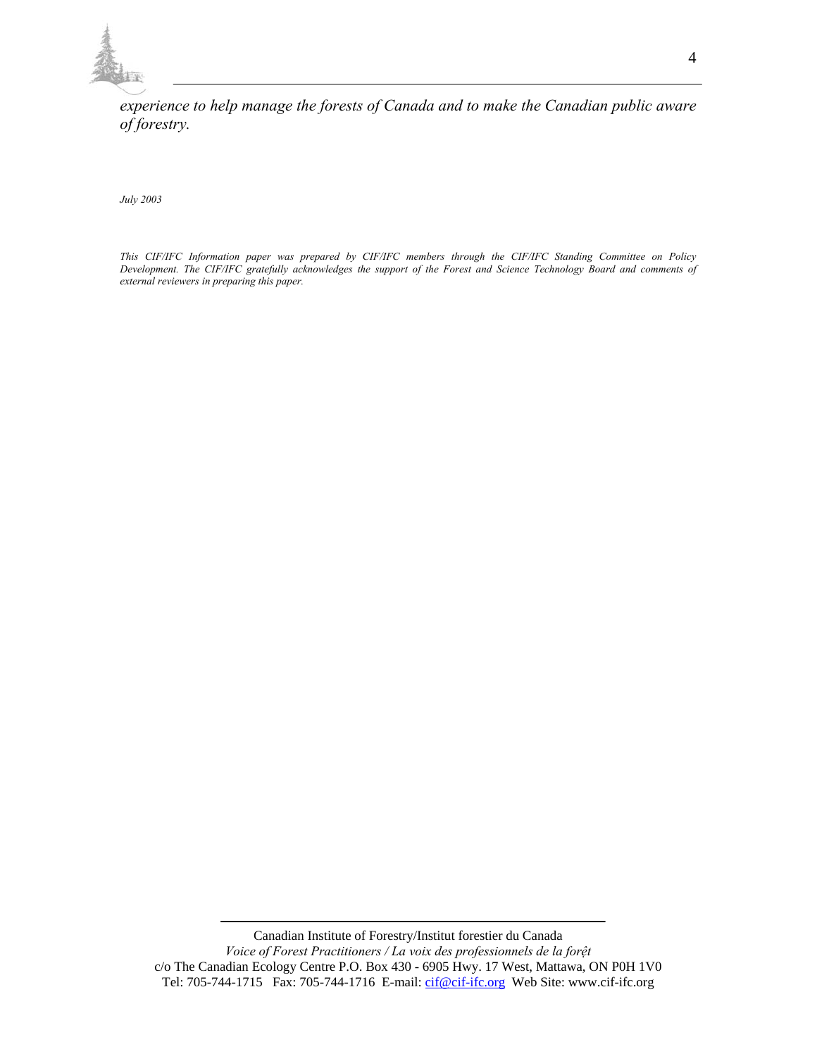*experience to help manage the forests of Canada and to make the Canadian public aware of forestry.*

*July 2003*

*This CIF/IFC Information paper was prepared by CIF/IFC members through the CIF/IFC Standing Committee on Policy Development. The CIF/IFC gratefully acknowledges the support of the Forest and Science Technology Board and comments of external reviewers in preparing this paper.*

Canadian Institute of Forestry/Institut forestier du Canada
*Voice of Forest Practitioners / La voix des professionnels de la forệt*
c/o The Canadian Ecology Centre P.O. Box 430 - 6905 Hwy. 17 West, Mattawa, ON P0H 1V0
Tel: 705-744-1715 Fax: 705-744-1716 E-mail: cif@cif-ifc.org Web Site: www.cif-ifc.org